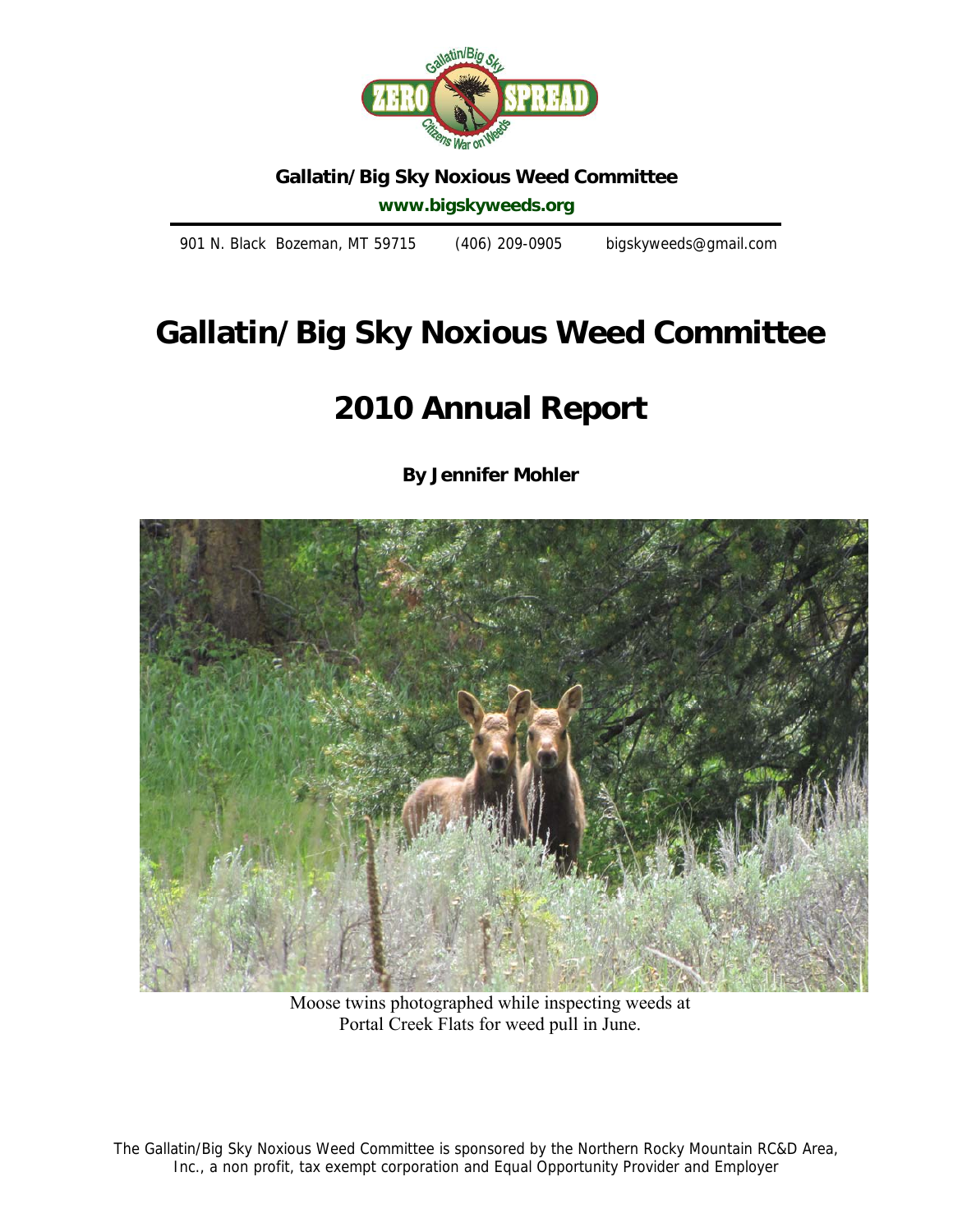**Gallatin/Big Sky Noxious Weed Committee**

**www.bigskyweeds.org**

901 N. Black Bozeman, MT 59715 (406) 209-0905 bigskyweeds@gmail.com

# Gallatin/Big Sky Noxious Weed Committee

# 2010 Annual Report

**By Jennifer Mohler**

Moose twins photographed while inspecting weeds at Portal Creek Flats for weed pull in June.

The Gallatin/Big Sky Noxious Weed Committee is sponsored by the Northern Rocky Mountain RC&D Area, Inc., a non profit, tax exempt corporation and Equal Opportunity Provider and Employer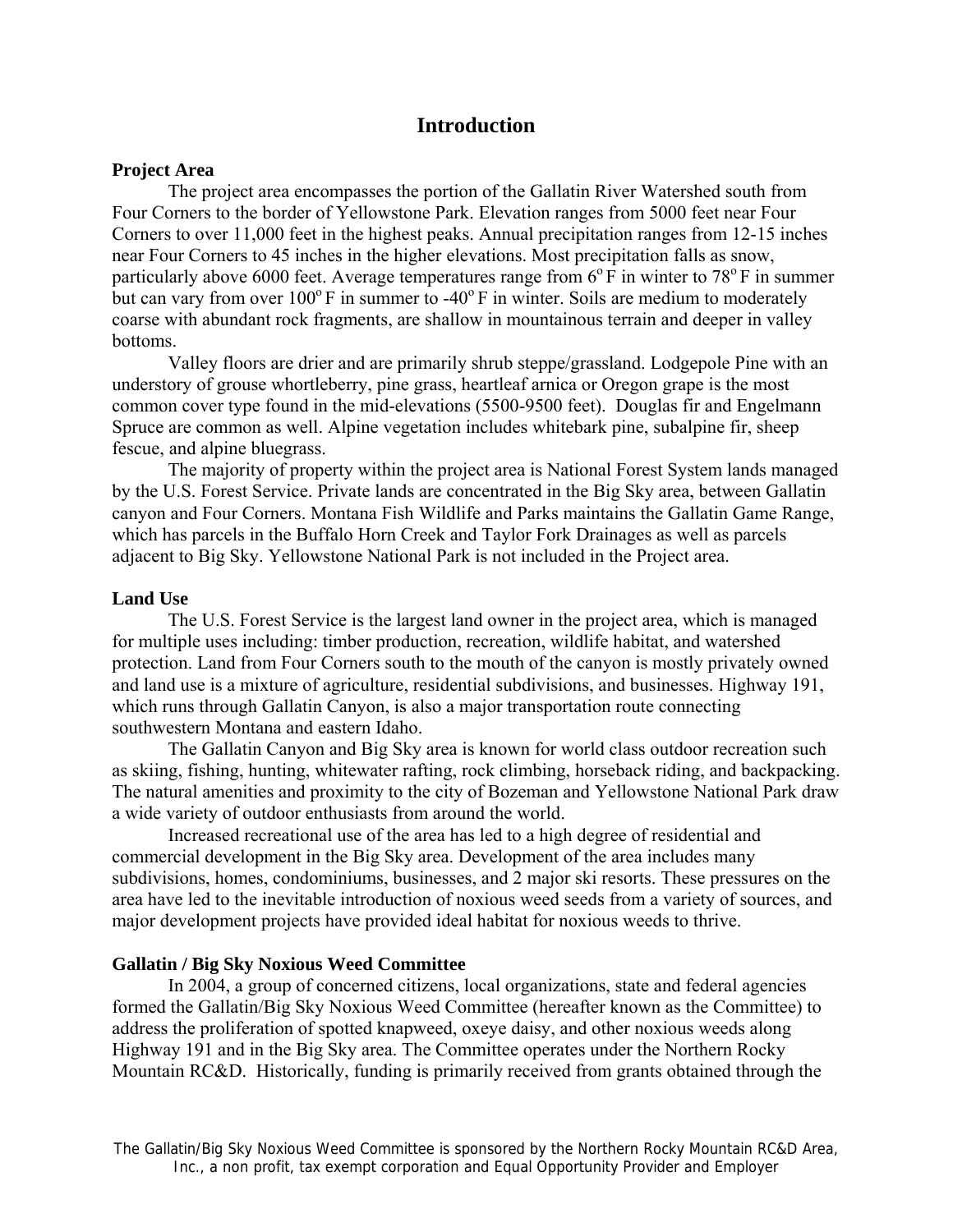# Introduction

### Project Area

The project area encompasses the portion of the Gallatin River Watershed south from Four Corners to the border of Yellowstone Park. Elevation ranges from 5000 feet near Four Corners to over 11,000 feet in the highest peaks. Annual precipitation ranges from 12-15 inches near Four Corners to 45 inches in the higher elevations. Most precipitation falls as snow, particularly above 6000 feet. Average temperatures range from 6$^{o}$ F in winter to 78$^{o}$ F in summer but can vary from over 100$^{o}$ F in summer to -40$^{o}$ F in winter. Soils are medium to moderately coarse with abundant rock fragments, are shallow in mountainous terrain and deeper in valley bottoms.

Valley floors are drier and are primarily shrub steppe/grassland. Lodgepole Pine with an understory of grouse whortleberry, pine grass, heartleaf arnica or Oregon grape is the most common cover type found in the mid-elevations (5500-9500 feet). Douglas fir and Engelmann Spruce are common as well. Alpine vegetation includes whitebark pine, subalpine fir, sheep fescue, and alpine bluegrass.

The majority of property within the project area is National Forest System lands managed by the U.S. Forest Service. Private lands are concentrated in the Big Sky area, between Gallatin canyon and Four Corners. Montana Fish Wildlife and Parks maintains the Gallatin Game Range, which has parcels in the Buffalo Horn Creek and Taylor Fork Drainages as well as parcels adjacent to Big Sky. Yellowstone National Park is not included in the Project area.

### Land Use

The U.S. Forest Service is the largest land owner in the project area, which is managed for multiple uses including: timber production, recreation, wildlife habitat, and watershed protection. Land from Four Corners south to the mouth of the canyon is mostly privately owned and land use is a mixture of agriculture, residential subdivisions, and businesses. Highway 191, which runs through Gallatin Canyon, is also a major transportation route connecting southwestern Montana and eastern Idaho.

The Gallatin Canyon and Big Sky area is known for world class outdoor recreation such as skiing, fishing, hunting, whitewater rafting, rock climbing, horseback riding, and backpacking. The natural amenities and proximity to the city of Bozeman and Yellowstone National Park draw a wide variety of outdoor enthusiasts from around the world.

Increased recreational use of the area has led to a high degree of residential and commercial development in the Big Sky area. Development of the area includes many subdivisions, homes, condominiums, businesses, and 2 major ski resorts. These pressures on the area have led to the inevitable introduction of noxious weed seeds from a variety of sources, and major development projects have provided ideal habitat for noxious weeds to thrive.

### Gallatin / Big Sky Noxious Weed Committee

In 2004, a group of concerned citizens, local organizations, state and federal agencies formed the Gallatin/Big Sky Noxious Weed Committee (hereafter known as the Committee) to address the proliferation of spotted knapweed, oxeye daisy, and other noxious weeds along Highway 191 and in the Big Sky area. The Committee operates under the Northern Rocky Mountain RC&D. Historically, funding is primarily received from grants obtained through the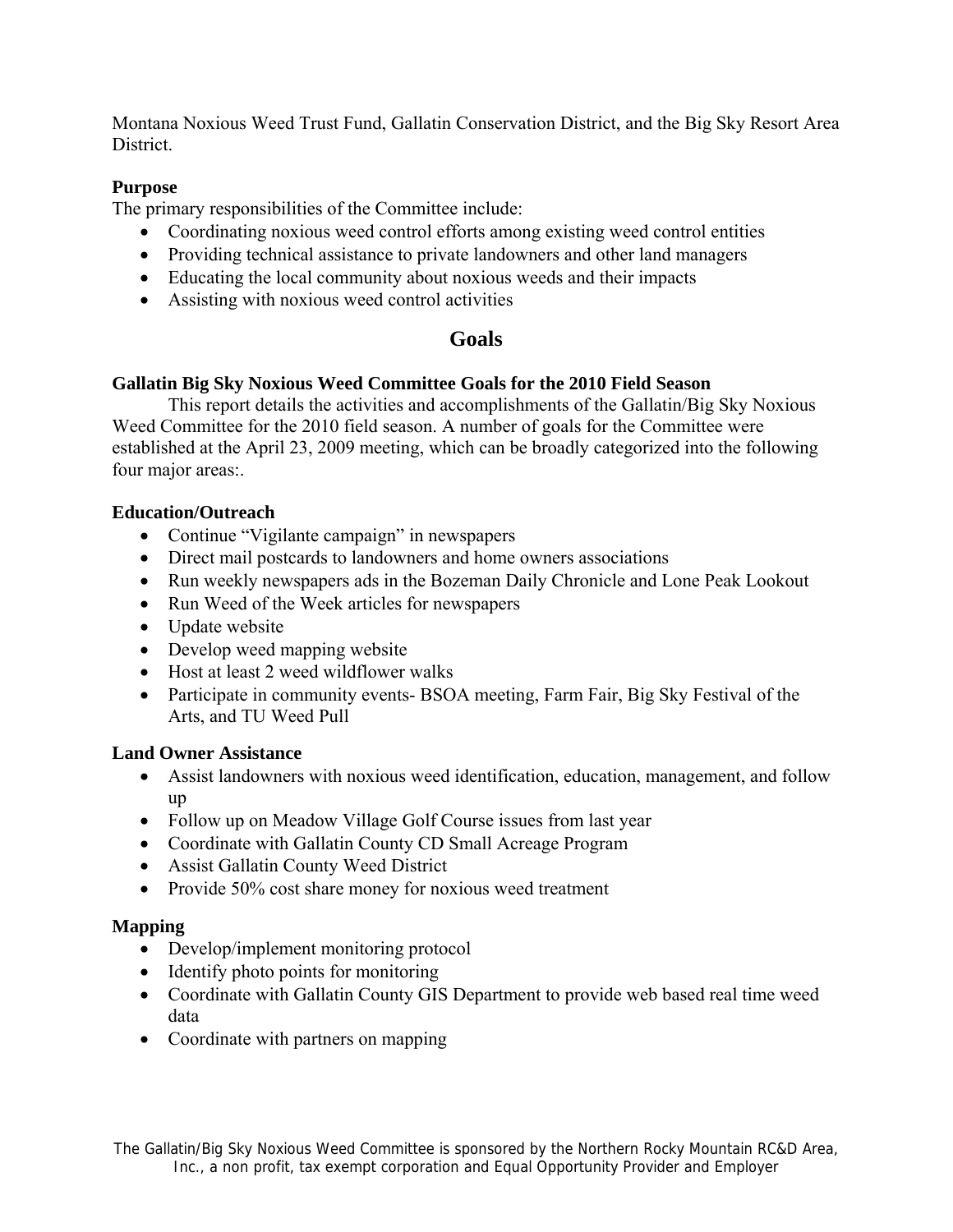Montana Noxious Weed Trust Fund, Gallatin Conservation District, and the Big Sky Resort Area District.

**Purpose**

The primary responsibilities of the Committee include:

- Coordinating noxious weed control efforts among existing weed control entities
- Providing technical assistance to private landowners and other land managers
- Educating the local community about noxious weeds and their impacts
- Assisting with noxious weed control activities

## Goals

**Gallatin Big Sky Noxious Weed Committee Goals for the 2010 Field Season**

This report details the activities and accomplishments of the Gallatin/Big Sky Noxious Weed Committee for the 2010 field season. A number of goals for the Committee were established at the April 23, 2009 meeting, which can be broadly categorized into the following four major areas:.

**Education/Outreach**

- Continue "Vigilante campaign" in newspapers
- Direct mail postcards to landowners and home owners associations
- Run weekly newspapers ads in the Bozeman Daily Chronicle and Lone Peak Lookout
- Run Weed of the Week articles for newspapers
- Update website
- Develop weed mapping website
- Host at least 2 weed wildflower walks
- Participate in community events- BSOA meeting, Farm Fair, Big Sky Festival of the Arts, and TU Weed Pull

**Land Owner Assistance**

- Assist landowners with noxious weed identification, education, management, and follow up
- Follow up on Meadow Village Golf Course issues from last year
- Coordinate with Gallatin County CD Small Acreage Program
- Assist Gallatin County Weed District
- Provide 50% cost share money for noxious weed treatment

**Mapping**

- Develop/implement monitoring protocol
- Identify photo points for monitoring
- Coordinate with Gallatin County GIS Department to provide web based real time weed data
- Coordinate with partners on mapping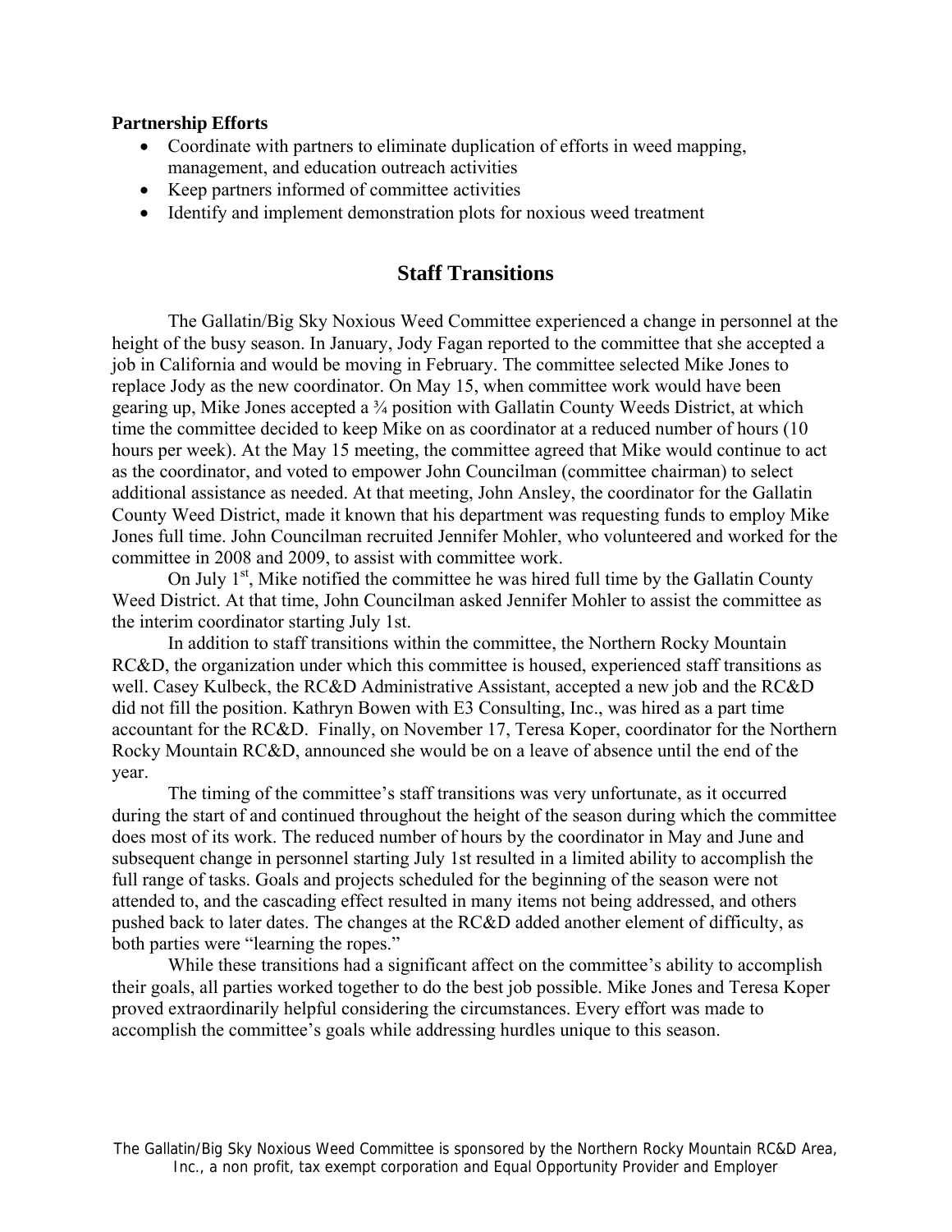**Partnership Efforts**

- Coordinate with partners to eliminate duplication of efforts in weed mapping, management, and education outreach activities
- Keep partners informed of committee activities
- Identify and implement demonstration plots for noxious weed treatment

## Staff Transitions

The Gallatin/Big Sky Noxious Weed Committee experienced a change in personnel at the height of the busy season. In January, Jody Fagan reported to the committee that she accepted a job in California and would be moving in February. The committee selected Mike Jones to replace Jody as the new coordinator. On May 15, when committee work would have been gearing up, Mike Jones accepted a ¾ position with Gallatin County Weeds District, at which time the committee decided to keep Mike on as coordinator at a reduced number of hours (10 hours per week). At the May 15 meeting, the committee agreed that Mike would continue to act as the coordinator, and voted to empower John Councilman (committee chairman) to select additional assistance as needed. At that meeting, John Ansley, the coordinator for the Gallatin County Weed District, made it known that his department was requesting funds to employ Mike Jones full time. John Councilman recruited Jennifer Mohler, who volunteered and worked for the committee in 2008 and 2009, to assist with committee work.

On July 1st, Mike notified the committee he was hired full time by the Gallatin County Weed District. At that time, John Councilman asked Jennifer Mohler to assist the committee as the interim coordinator starting July 1st.

In addition to staff transitions within the committee, the Northern Rocky Mountain RC&D, the organization under which this committee is housed, experienced staff transitions as well. Casey Kulbeck, the RC&D Administrative Assistant, accepted a new job and the RC&D did not fill the position. Kathryn Bowen with E3 Consulting, Inc., was hired as a part time accountant for the RC&D. Finally, on November 17, Teresa Koper, coordinator for the Northern Rocky Mountain RC&D, announced she would be on a leave of absence until the end of the year.

The timing of the committee's staff transitions was very unfortunate, as it occurred during the start of and continued throughout the height of the season during which the committee does most of its work. The reduced number of hours by the coordinator in May and June and subsequent change in personnel starting July 1st resulted in a limited ability to accomplish the full range of tasks. Goals and projects scheduled for the beginning of the season were not attended to, and the cascading effect resulted in many items not being addressed, and others pushed back to later dates. The changes at the RC&D added another element of difficulty, as both parties were "learning the ropes."

While these transitions had a significant affect on the committee's ability to accomplish their goals, all parties worked together to do the best job possible. Mike Jones and Teresa Koper proved extraordinarily helpful considering the circumstances. Every effort was made to accomplish the committee's goals while addressing hurdles unique to this season.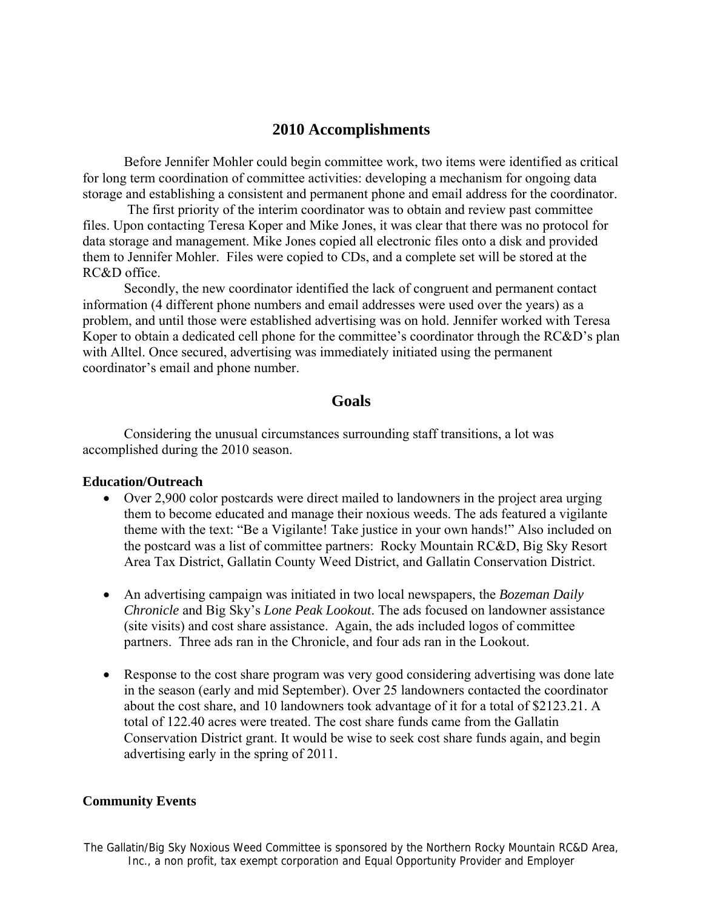## 2010 Accomplishments

Before Jennifer Mohler could begin committee work, two items were identified as critical for long term coordination of committee activities: developing a mechanism for ongoing data storage and establishing a consistent and permanent phone and email address for the coordinator.

The first priority of the interim coordinator was to obtain and review past committee files. Upon contacting Teresa Koper and Mike Jones, it was clear that there was no protocol for data storage and management. Mike Jones copied all electronic files onto a disk and provided them to Jennifer Mohler. Files were copied to CDs, and a complete set will be stored at the RC&D office.

Secondly, the new coordinator identified the lack of congruent and permanent contact information (4 different phone numbers and email addresses were used over the years) as a problem, and until those were established advertising was on hold. Jennifer worked with Teresa Koper to obtain a dedicated cell phone for the committee's coordinator through the RC&D's plan with Alltel. Once secured, advertising was immediately initiated using the permanent coordinator's email and phone number.

## Goals

Considering the unusual circumstances surrounding staff transitions, a lot was accomplished during the 2010 season.

**Education/Outreach**

- Over 2,900 color postcards were direct mailed to landowners in the project area urging them to become educated and manage their noxious weeds. The ads featured a vigilante theme with the text: "Be a Vigilante! Take justice in your own hands!" Also included on the postcard was a list of committee partners: Rocky Mountain RC&D, Big Sky Resort Area Tax District, Gallatin County Weed District, and Gallatin Conservation District.

- An advertising campaign was initiated in two local newspapers, the *Bozeman Daily Chronicle* and Big Sky's *Lone Peak Lookout*. The ads focused on landowner assistance (site visits) and cost share assistance. Again, the ads included logos of committee partners. Three ads ran in the Chronicle, and four ads ran in the Lookout.

- Response to the cost share program was very good considering advertising was done late in the season (early and mid September). Over 25 landowners contacted the coordinator about the cost share, and 10 landowners took advantage of it for a total of $2123.21. A total of 122.40 acres were treated. The cost share funds came from the Gallatin Conservation District grant. It would be wise to seek cost share funds again, and begin advertising early in the spring of 2011.

**Community Events**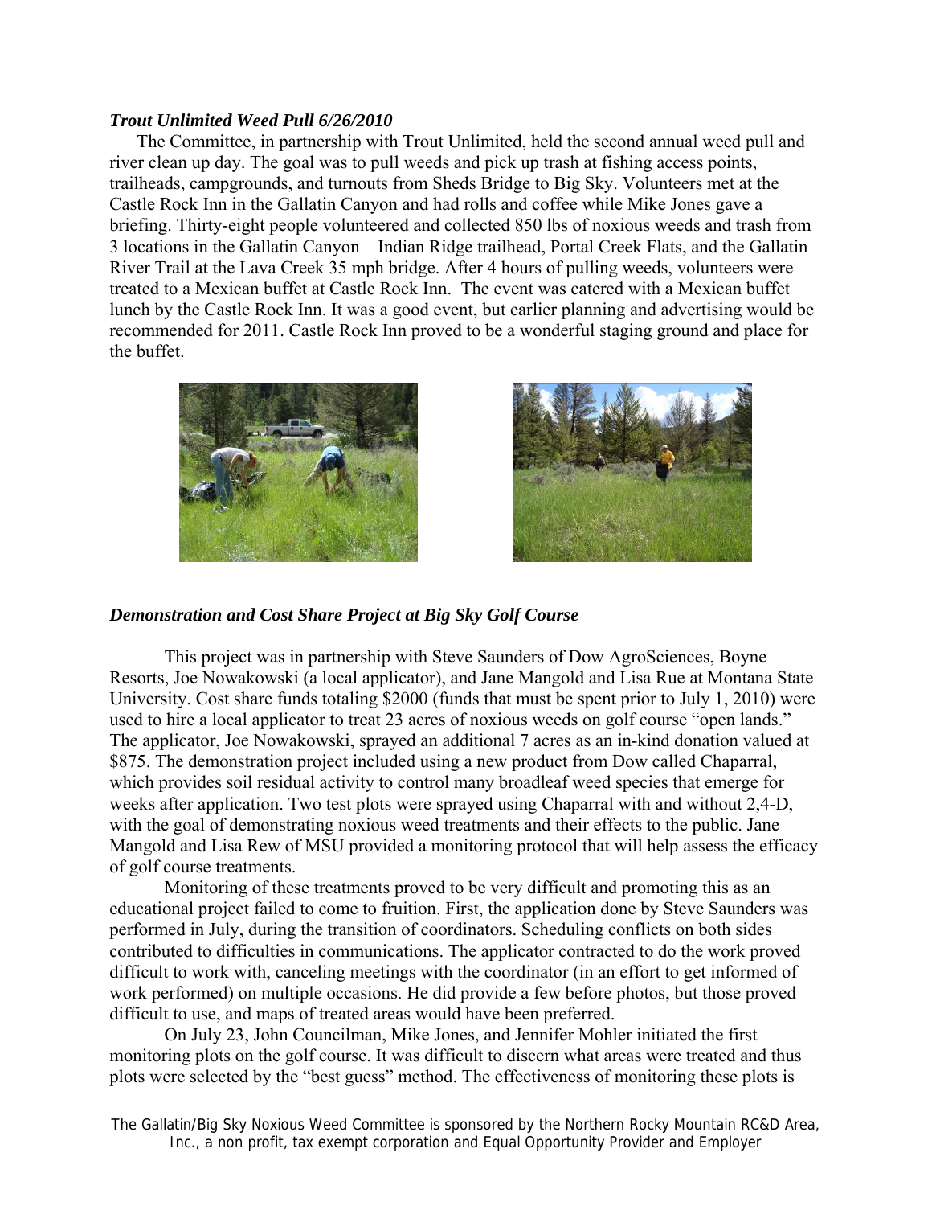### *Trout Unlimited Weed Pull 6/26/2010*

The Committee, in partnership with Trout Unlimited, held the second annual weed pull and river clean up day. The goal was to pull weeds and pick up trash at fishing access points, trailheads, campgrounds, and turnouts from Sheds Bridge to Big Sky. Volunteers met at the Castle Rock Inn in the Gallatin Canyon and had rolls and coffee while Mike Jones gave a briefing. Thirty-eight people volunteered and collected 850 lbs of noxious weeds and trash from 3 locations in the Gallatin Canyon – Indian Ridge trailhead, Portal Creek Flats, and the Gallatin River Trail at the Lava Creek 35 mph bridge. After 4 hours of pulling weeds, volunteers were treated to a Mexican buffet at Castle Rock Inn. The event was catered with a Mexican buffet lunch by the Castle Rock Inn. It was a good event, but earlier planning and advertising would be recommended for 2011. Castle Rock Inn proved to be a wonderful staging ground and place for the buffet.

### *Demonstration and Cost Share Project at Big Sky Golf Course*

This project was in partnership with Steve Saunders of Dow AgroSciences, Boyne Resorts, Joe Nowakowski (a local applicator), and Jane Mangold and Lisa Rue at Montana State University. Cost share funds totaling $2000 (funds that must be spent prior to July 1, 2010) were used to hire a local applicator to treat 23 acres of noxious weeds on golf course "open lands." The applicator, Joe Nowakowski, sprayed an additional 7 acres as an in-kind donation valued at $875. The demonstration project included using a new product from Dow called Chaparral, which provides soil residual activity to control many broadleaf weed species that emerge for weeks after application. Two test plots were sprayed using Chaparral with and without 2,4-D, with the goal of demonstrating noxious weed treatments and their effects to the public. Jane Mangold and Lisa Rew of MSU provided a monitoring protocol that will help assess the efficacy of golf course treatments.

Monitoring of these treatments proved to be very difficult and promoting this as an educational project failed to come to fruition. First, the application done by Steve Saunders was performed in July, during the transition of coordinators. Scheduling conflicts on both sides contributed to difficulties in communications. The applicator contracted to do the work proved difficult to work with, canceling meetings with the coordinator (in an effort to get informed of work performed) on multiple occasions. He did provide a few before photos, but those proved difficult to use, and maps of treated areas would have been preferred.

On July 23, John Councilman, Mike Jones, and Jennifer Mohler initiated the first monitoring plots on the golf course. It was difficult to discern what areas were treated and thus plots were selected by the "best guess" method. The effectiveness of monitoring these plots is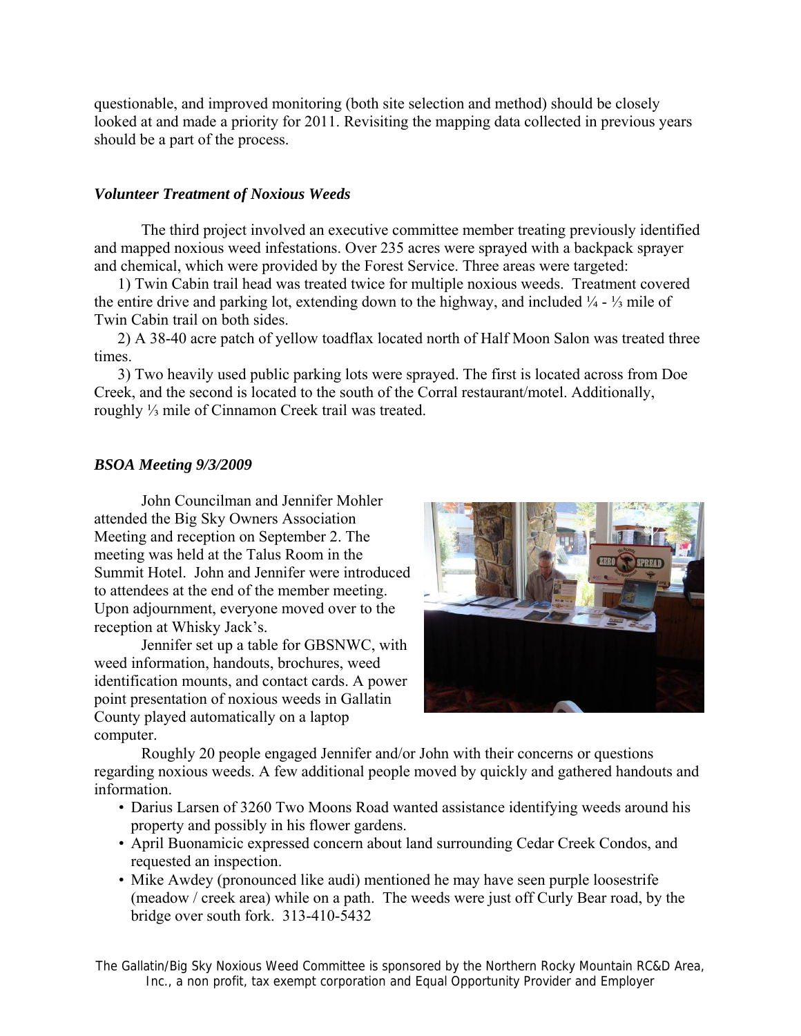questionable, and improved monitoring (both site selection and method) should be closely looked at and made a priority for 2011. Revisiting the mapping data collected in previous years should be a part of the process.

### *Volunteer Treatment of Noxious Weeds*

The third project involved an executive committee member treating previously identified and mapped noxious weed infestations. Over 235 acres were sprayed with a backpack sprayer and chemical, which were provided by the Forest Service. Three areas were targeted:

1) Twin Cabin trail head was treated twice for multiple noxious weeds. Treatment covered the entire drive and parking lot, extending down to the highway, and included ¼ - ⅓ mile of Twin Cabin trail on both sides.

2) A 38-40 acre patch of yellow toadflax located north of Half Moon Salon was treated three times.

3) Two heavily used public parking lots were sprayed. The first is located across from Doe Creek, and the second is located to the south of the Corral restaurant/motel. Additionally, roughly ⅓ mile of Cinnamon Creek trail was treated.

### *BSOA Meeting 9/3/2009*

John Councilman and Jennifer Mohler attended the Big Sky Owners Association Meeting and reception on September 2. The meeting was held at the Talus Room in the Summit Hotel. John and Jennifer were introduced to attendees at the end of the member meeting. Upon adjournment, everyone moved over to the reception at Whisky Jack's.

Jennifer set up a table for GBSNWC, with weed information, handouts, brochures, weed identification mounts, and contact cards. A power point presentation of noxious weeds in Gallatin County played automatically on a laptop computer.

Roughly 20 people engaged Jennifer and/or John with their concerns or questions regarding noxious weeds. A few additional people moved by quickly and gathered handouts and information.

- Darius Larsen of 3260 Two Moons Road wanted assistance identifying weeds around his property and possibly in his flower gardens.
- April Buonamicic expressed concern about land surrounding Cedar Creek Condos, and requested an inspection.
- Mike Awdey (pronounced like audi) mentioned he may have seen purple loosestrife (meadow / creek area) while on a path. The weeds were just off Curly Bear road, by the bridge over south fork. 313-410-5432

The Gallatin/Big Sky Noxious Weed Committee is sponsored by the Northern Rocky Mountain RC&D Area, Inc., a non profit, tax exempt corporation and Equal Opportunity Provider and Employer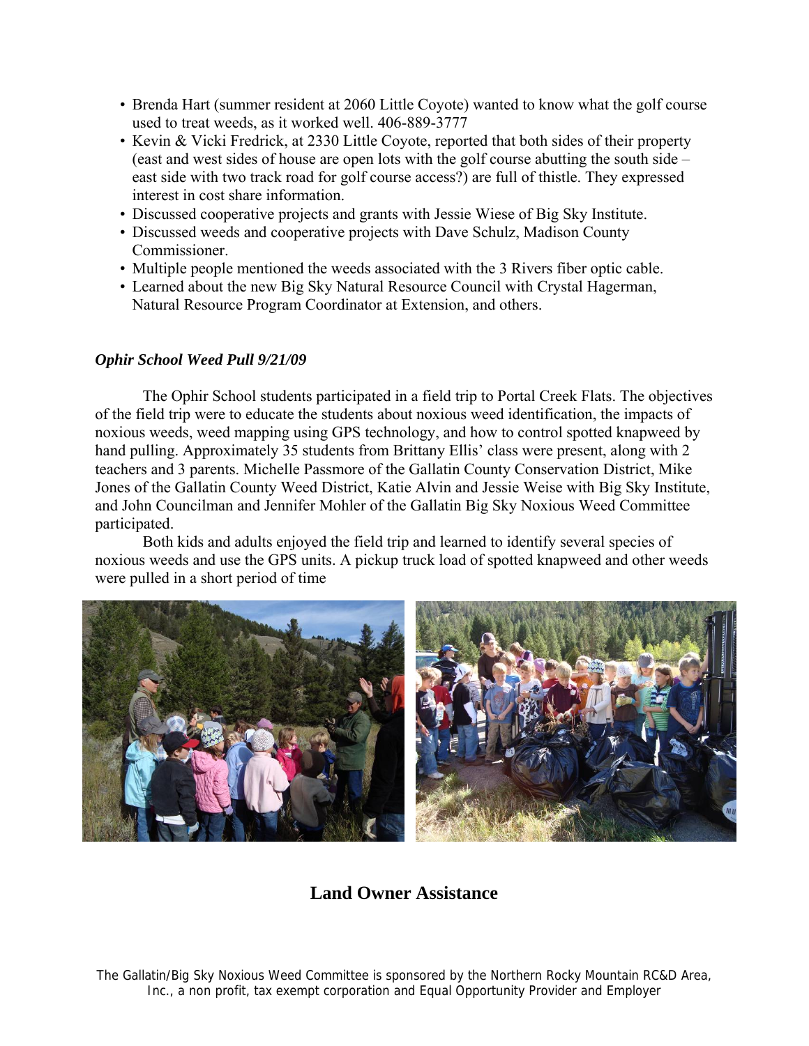- Brenda Hart (summer resident at 2060 Little Coyote) wanted to know what the golf course used to treat weeds, as it worked well. 406-889-3777
- Kevin & Vicki Fredrick, at 2330 Little Coyote, reported that both sides of their property (east and west sides of house are open lots with the golf course abutting the south side – east side with two track road for golf course access?) are full of thistle. They expressed interest in cost share information.
- Discussed cooperative projects and grants with Jessie Wiese of Big Sky Institute.
- Discussed weeds and cooperative projects with Dave Schulz, Madison County Commissioner.
- Multiple people mentioned the weeds associated with the 3 Rivers fiber optic cable.
- Learned about the new Big Sky Natural Resource Council with Crystal Hagerman, Natural Resource Program Coordinator at Extension, and others.

***Ophir School Weed Pull 9/21/09***

The Ophir School students participated in a field trip to Portal Creek Flats. The objectives of the field trip were to educate the students about noxious weed identification, the impacts of noxious weeds, weed mapping using GPS technology, and how to control spotted knapweed by hand pulling. Approximately 35 students from Brittany Ellis' class were present, along with 2 teachers and 3 parents. Michelle Passmore of the Gallatin County Conservation District, Mike Jones of the Gallatin County Weed District, Katie Alvin and Jessie Weise with Big Sky Institute, and John Councilman and Jennifer Mohler of the Gallatin Big Sky Noxious Weed Committee participated.

Both kids and adults enjoyed the field trip and learned to identify several species of noxious weeds and use the GPS units. A pickup truck load of spotted knapweed and other weeds were pulled in a short period of time

## Land Owner Assistance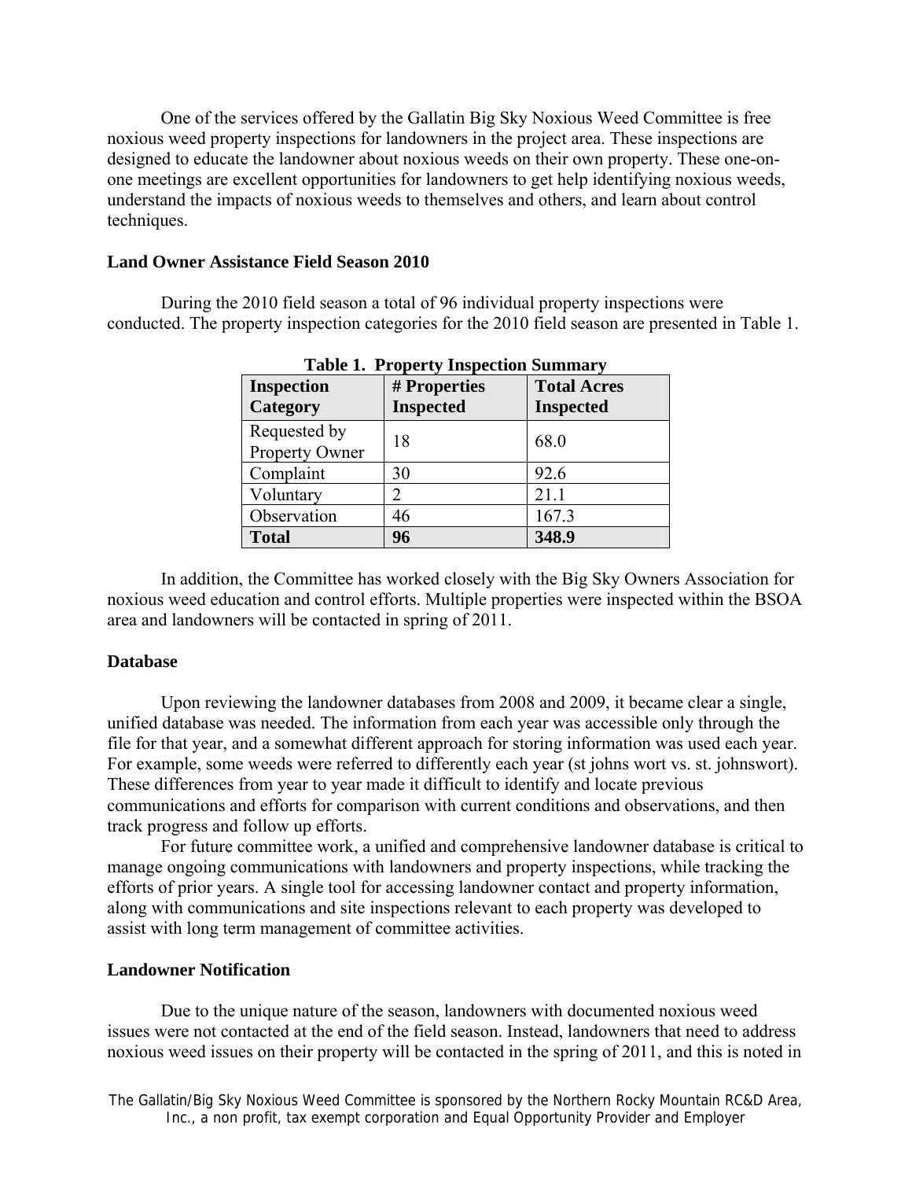One of the services offered by the Gallatin Big Sky Noxious Weed Committee is free noxious weed property inspections for landowners in the project area. These inspections are designed to educate the landowner about noxious weeds on their own property. These one-on-one meetings are excellent opportunities for landowners to get help identifying noxious weeds, understand the impacts of noxious weeds to themselves and others, and learn about control techniques.

### Land Owner Assistance Field Season 2010

During the 2010 field season a total of 96 individual property inspections were conducted. The property inspection categories for the 2010 field season are presented in Table 1.

**Table 1. Property Inspection Summary**

| Inspection Category | # Properties Inspected | Total Acres Inspected |
|---|---|---|
| Requested by Property Owner | 18 | 68.0 |
| Complaint | 30 | 92.6 |
| Voluntary | 2 | 21.1 |
| Observation | 46 | 167.3 |
| **Total** | **96** | **348.9** |

In addition, the Committee has worked closely with the Big Sky Owners Association for noxious weed education and control efforts. Multiple properties were inspected within the BSOA area and landowners will be contacted in spring of 2011.

### Database

Upon reviewing the landowner databases from 2008 and 2009, it became clear a single, unified database was needed. The information from each year was accessible only through the file for that year, and a somewhat different approach for storing information was used each year. For example, some weeds were referred to differently each year (st johns wort vs. st. johnswort). These differences from year to year made it difficult to identify and locate previous communications and efforts for comparison with current conditions and observations, and then track progress and follow up efforts.

For future committee work, a unified and comprehensive landowner database is critical to manage ongoing communications with landowners and property inspections, while tracking the efforts of prior years. A single tool for accessing landowner contact and property information, along with communications and site inspections relevant to each property was developed to assist with long term management of committee activities.

### Landowner Notification

Due to the unique nature of the season, landowners with documented noxious weed issues were not contacted at the end of the field season. Instead, landowners that need to address noxious weed issues on their property will be contacted in the spring of 2011, and this is noted in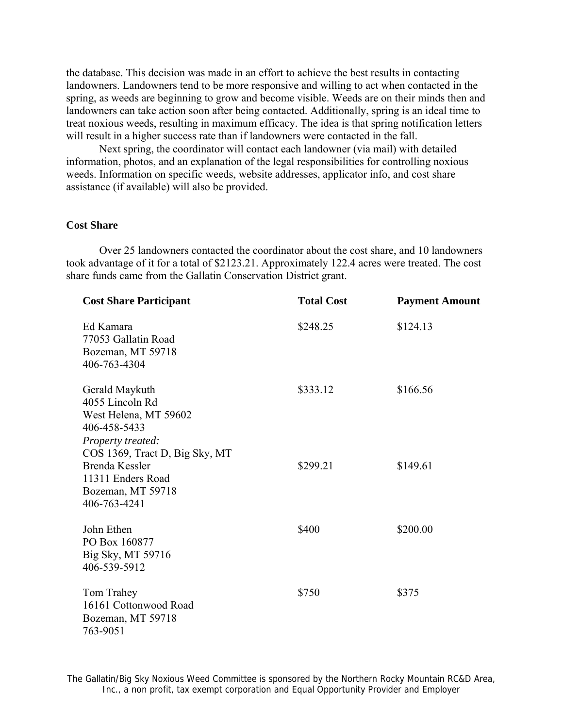the database. This decision was made in an effort to achieve the best results in contacting landowners. Landowners tend to be more responsive and willing to act when contacted in the spring, as weeds are beginning to grow and become visible. Weeds are on their minds then and landowners can take action soon after being contacted. Additionally, spring is an ideal time to treat noxious weeds, resulting in maximum efficacy. The idea is that spring notification letters will result in a higher success rate than if landowners were contacted in the fall.

Next spring, the coordinator will contact each landowner (via mail) with detailed information, photos, and an explanation of the legal responsibilities for controlling noxious weeds. Information on specific weeds, website addresses, applicator info, and cost share assistance (if available) will also be provided.

**Cost Share**

Over 25 landowners contacted the coordinator about the cost share, and 10 landowners took advantage of it for a total of $2123.21. Approximately 122.4 acres were treated. The cost share funds came from the Gallatin Conservation District grant.

| Cost Share Participant | Total Cost | Payment Amount |
|---|---|---|
| Ed Kamara<br>77053 Gallatin Road<br>Bozeman, MT 59718<br>406-763-4304 | $248.25 | $124.13 |
| Gerald Maykuth<br>4055 Lincoln Rd<br>West Helena, MT 59602<br>406-458-5433<br>*Property treated:*<br>COS 1369, Tract D, Big Sky, MT | $333.12 | $166.56 |
| Brenda Kessler<br>11311 Enders Road<br>Bozeman, MT 59718<br>406-763-4241 | $299.21 | $149.61 |
| John Ethen<br>PO Box 160877<br>Big Sky, MT 59716<br>406-539-5912 | $400 | $200.00 |
| Tom Trahey<br>16161 Cottonwood Road<br>Bozeman, MT 59718<br>763-9051 | $750 | $375 |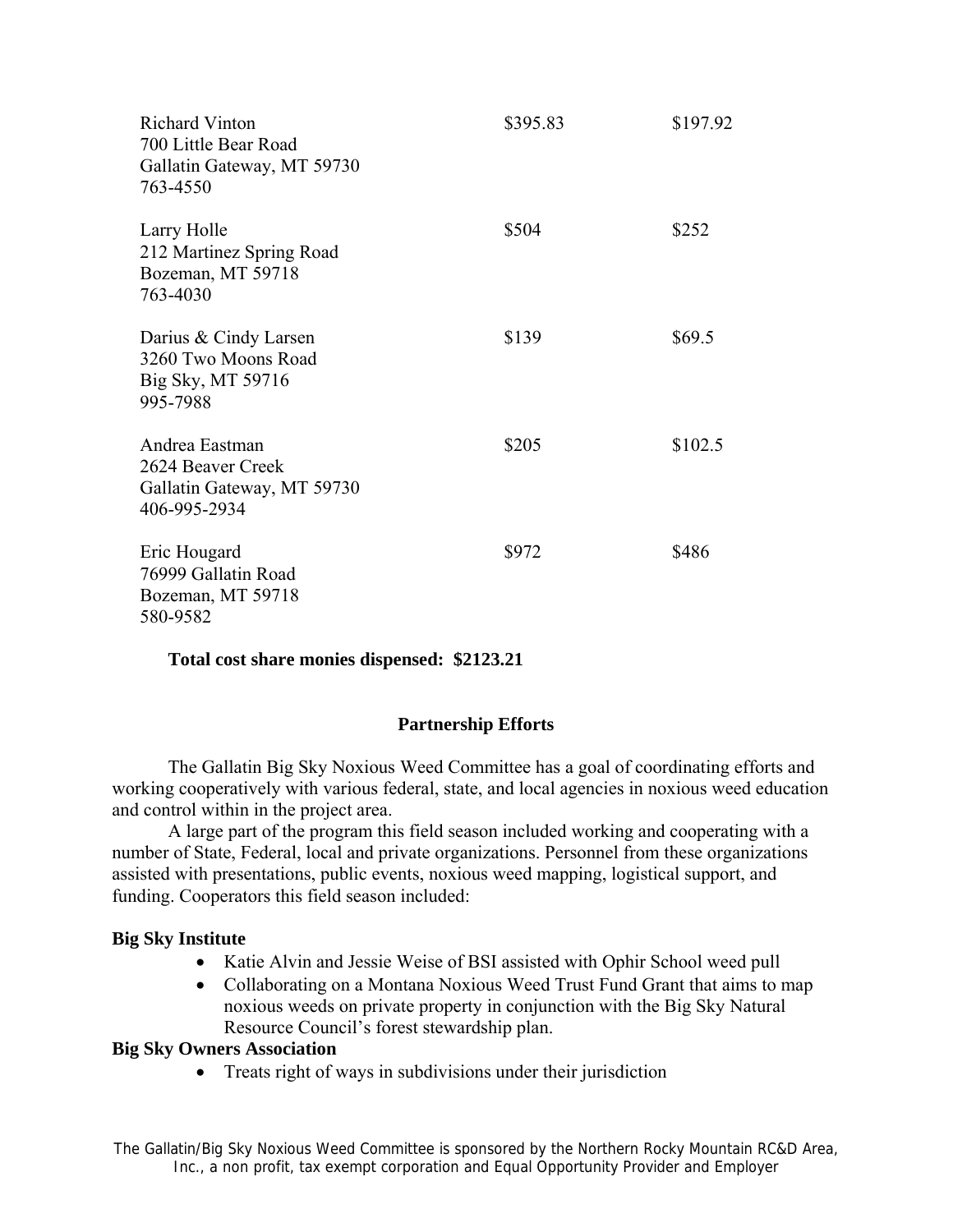| | | |
|---|---|---|
| Richard Vinton<br>700 Little Bear Road<br>Gallatin Gateway, MT 59730<br>763-4550 | \$395.83 | \$197.92 |
| Larry Holle<br>212 Martinez Spring Road<br>Bozeman, MT 59718<br>763-4030 | \$504 | \$252 |
| Darius & Cindy Larsen<br>3260 Two Moons Road<br>Big Sky, MT 59716<br>995-7988 | \$139 | \$69.5 |
| Andrea Eastman<br>2624 Beaver Creek<br>Gallatin Gateway, MT 59730<br>406-995-2934 | \$205 | \$102.5 |
| Eric Hougard<br>76999 Gallatin Road<br>Bozeman, MT 59718<br>580-9582 | \$972 | \$486 |

**Total cost share monies dispensed: \$2123.21**

## Partnership Efforts

The Gallatin Big Sky Noxious Weed Committee has a goal of coordinating efforts and working cooperatively with various federal, state, and local agencies in noxious weed education and control within in the project area.

A large part of the program this field season included working and cooperating with a number of State, Federal, local and private organizations. Personnel from these organizations assisted with presentations, public events, noxious weed mapping, logistical support, and funding. Cooperators this field season included:

**Big Sky Institute**

- Katie Alvin and Jessie Weise of BSI assisted with Ophir School weed pull
- Collaborating on a Montana Noxious Weed Trust Fund Grant that aims to map noxious weeds on private property in conjunction with the Big Sky Natural Resource Council's forest stewardship plan.

**Big Sky Owners Association**

- Treats right of ways in subdivisions under their jurisdiction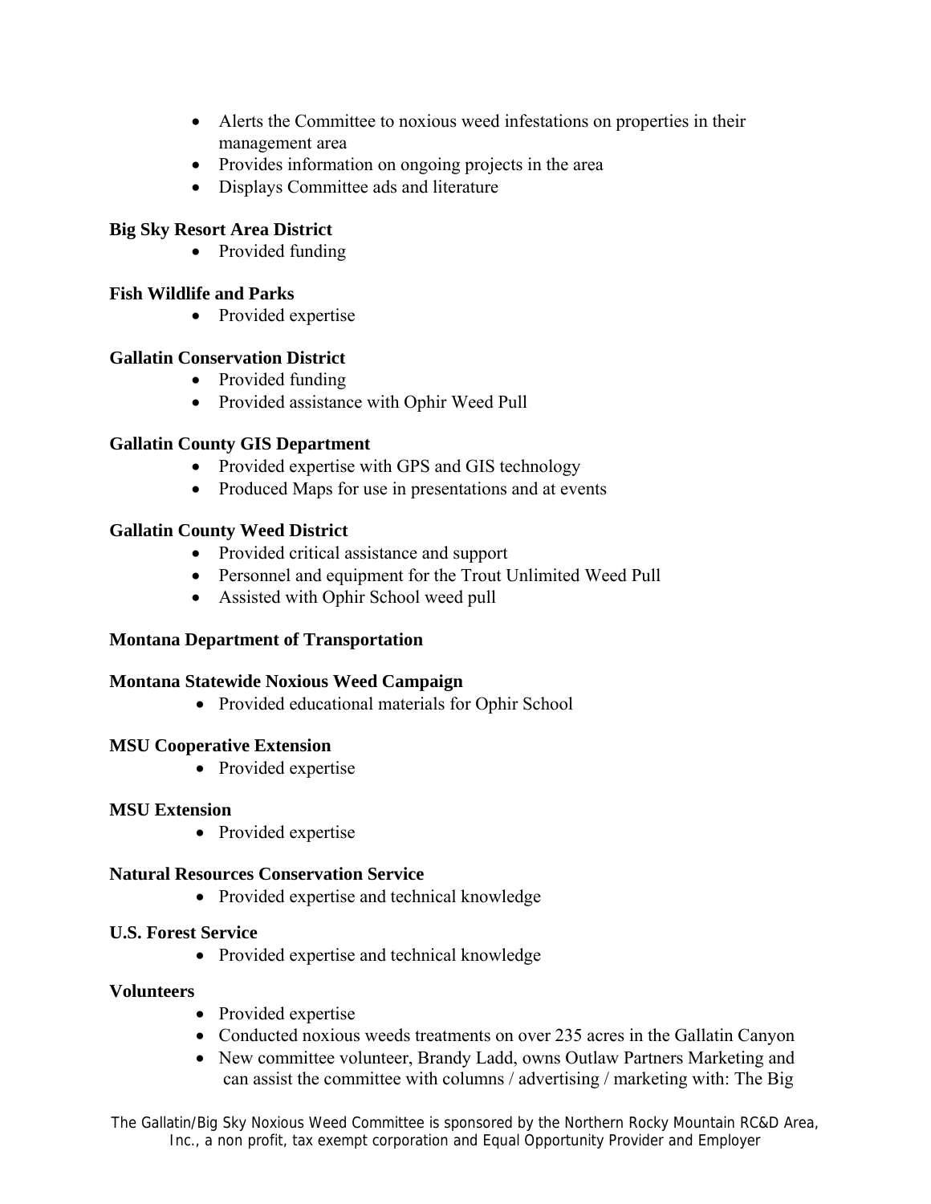- Alerts the Committee to noxious weed infestations on properties in their management area
- Provides information on ongoing projects in the area
- Displays Committee ads and literature

**Big Sky Resort Area District**

- Provided funding

**Fish Wildlife and Parks**

- Provided expertise

**Gallatin Conservation District**

- Provided funding
- Provided assistance with Ophir Weed Pull

**Gallatin County GIS Department**

- Provided expertise with GPS and GIS technology
- Produced Maps for use in presentations and at events

**Gallatin County Weed District**

- Provided critical assistance and support
- Personnel and equipment for the Trout Unlimited Weed Pull
- Assisted with Ophir School weed pull

**Montana Department of Transportation**

**Montana Statewide Noxious Weed Campaign**

- Provided educational materials for Ophir School

**MSU Cooperative Extension**

- Provided expertise

**MSU Extension**

- Provided expertise

**Natural Resources Conservation Service**

- Provided expertise and technical knowledge

**U.S. Forest Service**

- Provided expertise and technical knowledge

**Volunteers**

- Provided expertise
- Conducted noxious weeds treatments on over 235 acres in the Gallatin Canyon
- New committee volunteer, Brandy Ladd, owns Outlaw Partners Marketing and can assist the committee with columns / advertising / marketing with: The Big

The Gallatin/Big Sky Noxious Weed Committee is sponsored by the Northern Rocky Mountain RC&D Area, Inc., a non profit, tax exempt corporation and Equal Opportunity Provider and Employer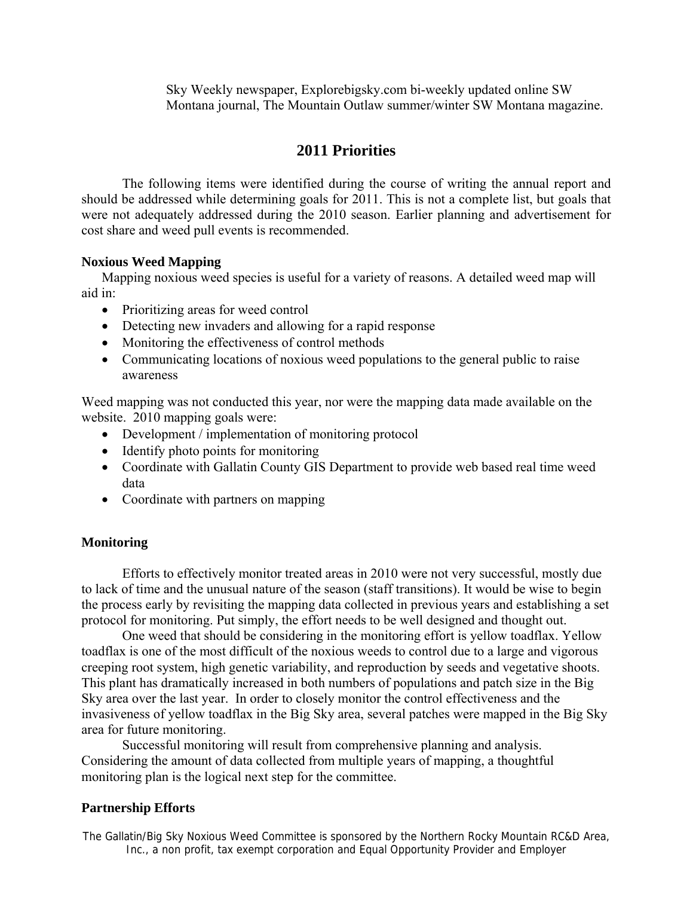Sky Weekly newspaper, Explorebigsky.com bi-weekly updated online SW Montana journal, The Mountain Outlaw summer/winter SW Montana magazine.

## 2011 Priorities

The following items were identified during the course of writing the annual report and should be addressed while determining goals for 2011. This is not a complete list, but goals that were not adequately addressed during the 2010 season. Earlier planning and advertisement for cost share and weed pull events is recommended.

**Noxious Weed Mapping**

Mapping noxious weed species is useful for a variety of reasons. A detailed weed map will aid in:

- Prioritizing areas for weed control
- Detecting new invaders and allowing for a rapid response
- Monitoring the effectiveness of control methods
- Communicating locations of noxious weed populations to the general public to raise awareness

Weed mapping was not conducted this year, nor were the mapping data made available on the website. 2010 mapping goals were:

- Development / implementation of monitoring protocol
- Identify photo points for monitoring
- Coordinate with Gallatin County GIS Department to provide web based real time weed data
- Coordinate with partners on mapping

**Monitoring**

Efforts to effectively monitor treated areas in 2010 were not very successful, mostly due to lack of time and the unusual nature of the season (staff transitions). It would be wise to begin the process early by revisiting the mapping data collected in previous years and establishing a set protocol for monitoring. Put simply, the effort needs to be well designed and thought out.

One weed that should be considering in the monitoring effort is yellow toadflax. Yellow toadflax is one of the most difficult of the noxious weeds to control due to a large and vigorous creeping root system, high genetic variability, and reproduction by seeds and vegetative shoots. This plant has dramatically increased in both numbers of populations and patch size in the Big Sky area over the last year. In order to closely monitor the control effectiveness and the invasiveness of yellow toadflax in the Big Sky area, several patches were mapped in the Big Sky area for future monitoring.

Successful monitoring will result from comprehensive planning and analysis. Considering the amount of data collected from multiple years of mapping, a thoughtful monitoring plan is the logical next step for the committee.

**Partnership Efforts**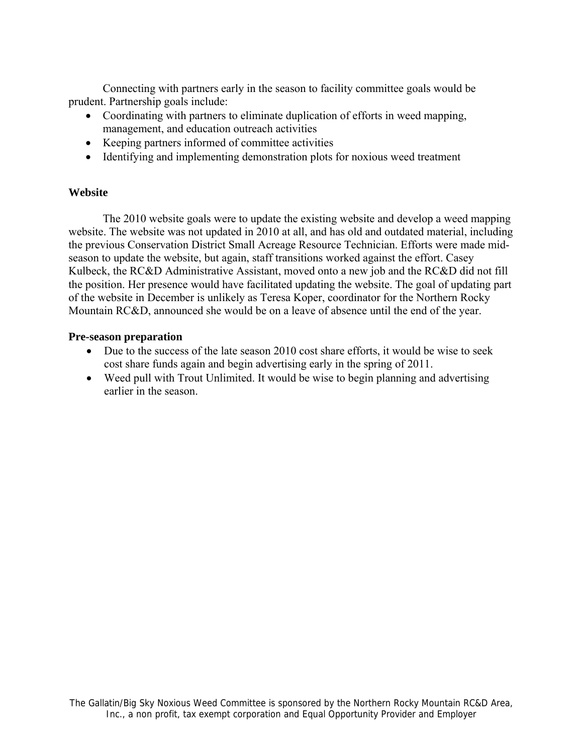Connecting with partners early in the season to facility committee goals would be prudent. Partnership goals include:

- Coordinating with partners to eliminate duplication of efforts in weed mapping, management, and education outreach activities
- Keeping partners informed of committee activities
- Identifying and implementing demonstration plots for noxious weed treatment

## Website

The 2010 website goals were to update the existing website and develop a weed mapping website. The website was not updated in 2010 at all, and has old and outdated material, including the previous Conservation District Small Acreage Resource Technician. Efforts were made mid-season to update the website, but again, staff transitions worked against the effort. Casey Kulbeck, the RC&D Administrative Assistant, moved onto a new job and the RC&D did not fill the position. Her presence would have facilitated updating the website. The goal of updating part of the website in December is unlikely as Teresa Koper, coordinator for the Northern Rocky Mountain RC&D, announced she would be on a leave of absence until the end of the year.

## Pre-season preparation

- Due to the success of the late season 2010 cost share efforts, it would be wise to seek cost share funds again and begin advertising early in the spring of 2011.
- Weed pull with Trout Unlimited. It would be wise to begin planning and advertising earlier in the season.